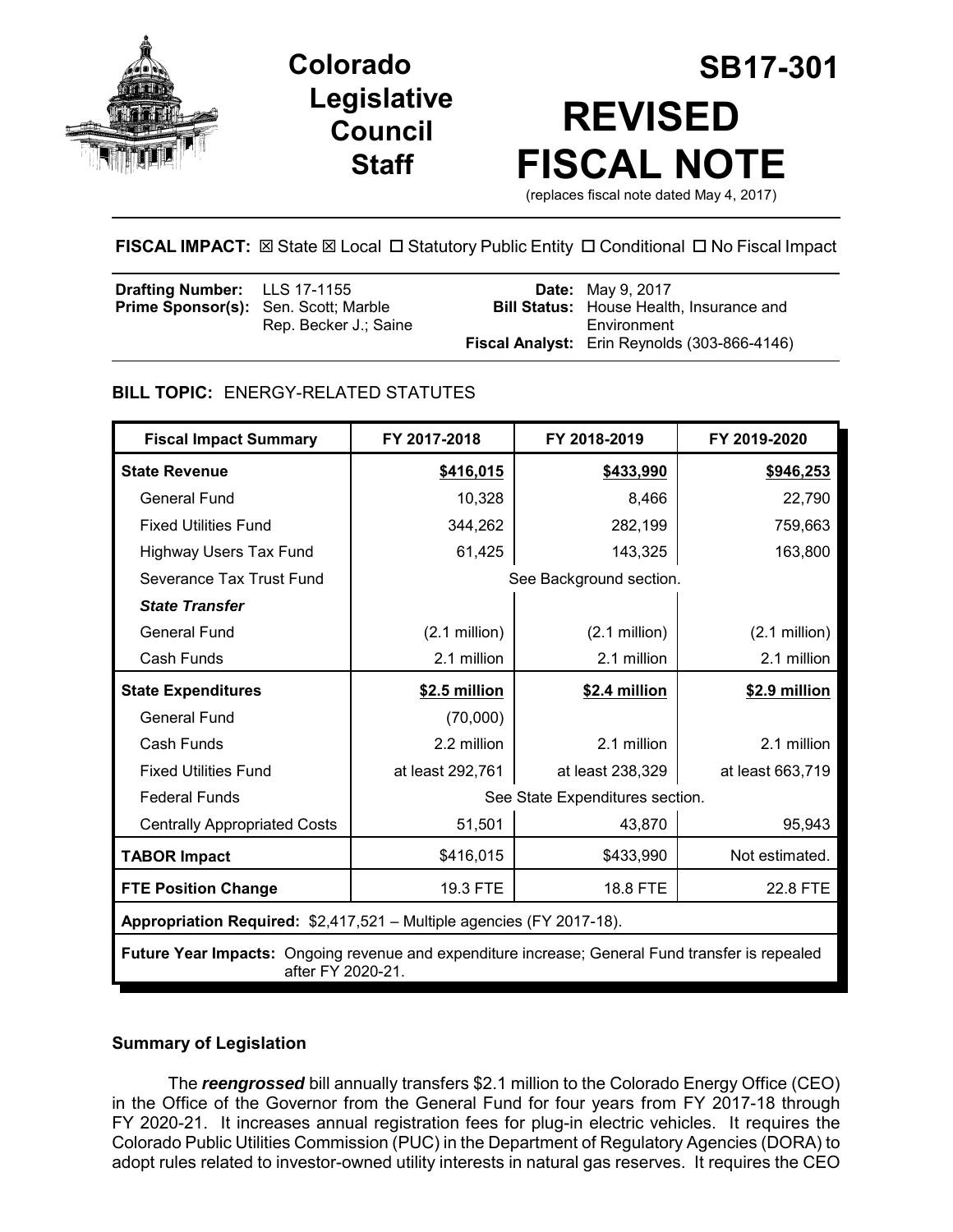# Colorado Legislative Council Staff

# SB17-301

# REVISED FISCAL NOTE

(replaces fiscal note dated May 4, 2017)

**FISCAL IMPACT:** ☒ State ☒ Local ☐ Statutory Public Entity ☐ Conditional ☐ No Fiscal Impact

| | | | |
|---|---|---|---|
| **Drafting Number:** | LLS 17-1155 | **Date:** | May 9, 2017 |
| **Prime Sponsor(s):** | Sen. Scott; Marble<br>Rep. Becker J.; Saine | **Bill Status:** | House Health, Insurance and Environment |
| | | **Fiscal Analyst:** | Erin Reynolds (303-866-4146) |

## BILL TOPIC: ENERGY-RELATED STATUTES

| Fiscal Impact Summary | FY 2017-2018 | FY 2018-2019 | FY 2019-2020 |
|---|---|---|---|
| **State Revenue** | **$416,015** | **$433,990** | **$946,253** |
| General Fund | 10,328 | 8,466 | 22,790 |
| Fixed Utilities Fund | 344,262 | 282,199 | 759,663 |
| Highway Users Tax Fund | 61,425 | 143,325 | 163,800 |
| Severance Tax Trust Fund | See Background section. | | |
| ***State Transfer*** | | | |
| General Fund | (2.1 million) | (2.1 million) | (2.1 million) |
| Cash Funds | 2.1 million | 2.1 million | 2.1 million |
| **State Expenditures** | **$2.5 million** | **$2.4 million** | **$2.9 million** |
| General Fund | (70,000) | | |
| Cash Funds | 2.2 million | 2.1 million | 2.1 million |
| Fixed Utilities Fund | at least 292,761 | at least 238,329 | at least 663,719 |
| Federal Funds | See State Expenditures section. | | |
| Centrally Appropriated Costs | 51,501 | 43,870 | 95,943 |
| **TABOR Impact** | $416,015 | $433,990 | Not estimated. |
| **FTE Position Change** | 19.3 FTE | 18.8 FTE | 22.8 FTE |
| **Appropriation Required:** $2,417,521 – Multiple agencies (FY 2017-18). | | | |
| **Future Year Impacts:** Ongoing revenue and expenditure increase; General Fund transfer is repealed after FY 2020-21. | | | |

### Summary of Legislation

The ***reengrossed*** bill annually transfers $2.1 million to the Colorado Energy Office (CEO) in the Office of the Governor from the General Fund for four years from FY 2017-18 through FY 2020-21. It increases annual registration fees for plug-in electric vehicles. It requires the Colorado Public Utilities Commission (PUC) in the Department of Regulatory Agencies (DORA) to adopt rules related to investor-owned utility interests in natural gas reserves. It requires the CEO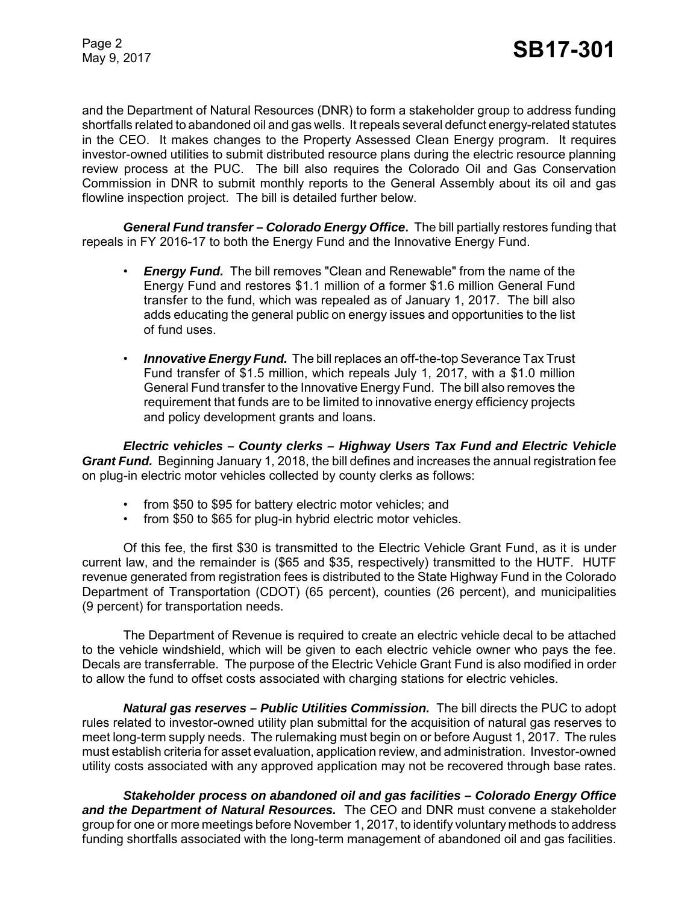and the Department of Natural Resources (DNR) to form a stakeholder group to address funding shortfalls related to abandoned oil and gas wells. It repeals several defunct energy-related statutes in the CEO. It makes changes to the Property Assessed Clean Energy program. It requires investor-owned utilities to submit distributed resource plans during the electric resource planning review process at the PUC. The bill also requires the Colorado Oil and Gas Conservation Commission in DNR to submit monthly reports to the General Assembly about its oil and gas flowline inspection project. The bill is detailed further below.

***General Fund transfer – Colorado Energy Office*.** The bill partially restores funding that repeals in FY 2016-17 to both the Energy Fund and the Innovative Energy Fund.

- ***Energy Fund.*** The bill removes "Clean and Renewable" from the name of the Energy Fund and restores $1.1 million of a former $1.6 million General Fund transfer to the fund, which was repealed as of January 1, 2017. The bill also adds educating the general public on energy issues and opportunities to the list of fund uses.
- ***Innovative Energy Fund.*** The bill replaces an off-the-top Severance Tax Trust Fund transfer of $1.5 million, which repeals July 1, 2017, with a $1.0 million General Fund transfer to the Innovative Energy Fund. The bill also removes the requirement that funds are to be limited to innovative energy efficiency projects and policy development grants and loans.

***Electric vehicles – County clerks – Highway Users Tax Fund and Electric Vehicle Grant Fund.*** Beginning January 1, 2018, the bill defines and increases the annual registration fee on plug-in electric motor vehicles collected by county clerks as follows:

- from $50 to $95 for battery electric motor vehicles; and
- from $50 to $65 for plug-in hybrid electric motor vehicles.

Of this fee, the first $30 is transmitted to the Electric Vehicle Grant Fund, as it is under current law, and the remainder is ($65 and $35, respectively) transmitted to the HUTF. HUTF revenue generated from registration fees is distributed to the State Highway Fund in the Colorado Department of Transportation (CDOT) (65 percent), counties (26 percent), and municipalities (9 percent) for transportation needs.

The Department of Revenue is required to create an electric vehicle decal to be attached to the vehicle windshield, which will be given to each electric vehicle owner who pays the fee. Decals are transferrable. The purpose of the Electric Vehicle Grant Fund is also modified in order to allow the fund to offset costs associated with charging stations for electric vehicles.

***Natural gas reserves – Public Utilities Commission.*** The bill directs the PUC to adopt rules related to investor-owned utility plan submittal for the acquisition of natural gas reserves to meet long-term supply needs. The rulemaking must begin on or before August 1, 2017. The rules must establish criteria for asset evaluation, application review, and administration. Investor-owned utility costs associated with any approved application may not be recovered through base rates.

***Stakeholder process on abandoned oil and gas facilities – Colorado Energy Office and the Department of Natural Resources.*** The CEO and DNR must convene a stakeholder group for one or more meetings before November 1, 2017, to identify voluntary methods to address funding shortfalls associated with the long-term management of abandoned oil and gas facilities.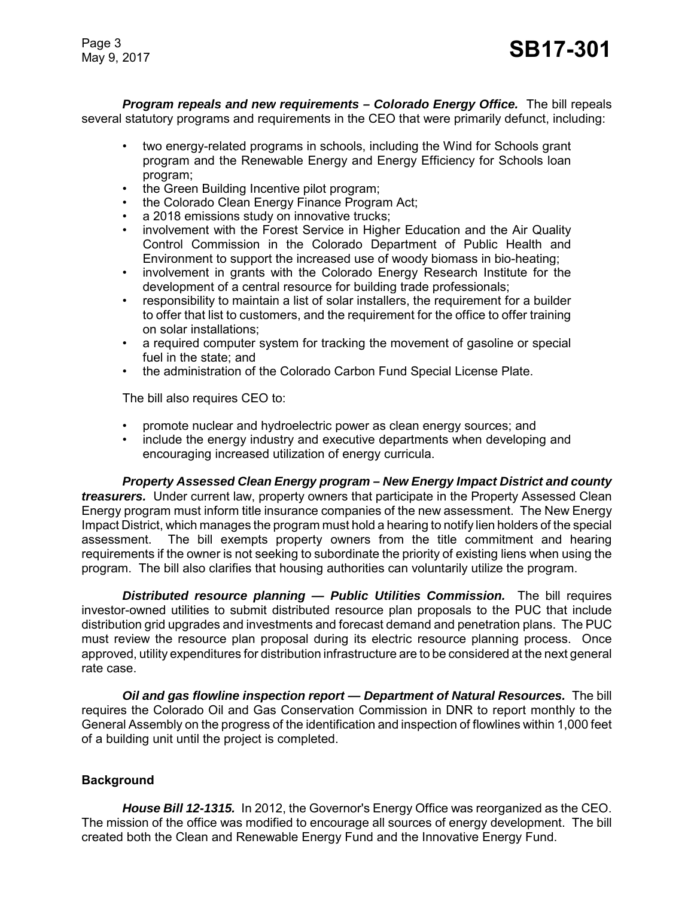***Program repeals and new requirements – Colorado Energy Office.*** The bill repeals several statutory programs and requirements in the CEO that were primarily defunct, including:

- two energy-related programs in schools, including the Wind for Schools grant program and the Renewable Energy and Energy Efficiency for Schools loan program;
- the Green Building Incentive pilot program;
- the Colorado Clean Energy Finance Program Act;
- a 2018 emissions study on innovative trucks;
- involvement with the Forest Service in Higher Education and the Air Quality Control Commission in the Colorado Department of Public Health and Environment to support the increased use of woody biomass in bio-heating;
- involvement in grants with the Colorado Energy Research Institute for the development of a central resource for building trade professionals;
- responsibility to maintain a list of solar installers, the requirement for a builder to offer that list to customers, and the requirement for the office to offer training on solar installations;
- a required computer system for tracking the movement of gasoline or special fuel in the state; and
- the administration of the Colorado Carbon Fund Special License Plate.

The bill also requires CEO to:

- promote nuclear and hydroelectric power as clean energy sources; and
- include the energy industry and executive departments when developing and encouraging increased utilization of energy curricula.

***Property Assessed Clean Energy program – New Energy Impact District and county treasurers.*** Under current law, property owners that participate in the Property Assessed Clean Energy program must inform title insurance companies of the new assessment. The New Energy Impact District, which manages the program must hold a hearing to notify lien holders of the special assessment. The bill exempts property owners from the title commitment and hearing requirements if the owner is not seeking to subordinate the priority of existing liens when using the program. The bill also clarifies that housing authorities can voluntarily utilize the program.

***Distributed resource planning — Public Utilities Commission.*** The bill requires investor-owned utilities to submit distributed resource plan proposals to the PUC that include distribution grid upgrades and investments and forecast demand and penetration plans. The PUC must review the resource plan proposal during its electric resource planning process. Once approved, utility expenditures for distribution infrastructure are to be considered at the next general rate case.

***Oil and gas flowline inspection report — Department of Natural Resources.*** The bill requires the Colorado Oil and Gas Conservation Commission in DNR to report monthly to the General Assembly on the progress of the identification and inspection of flowlines within 1,000 feet of a building unit until the project is completed.

## Background

***House Bill 12-1315.*** In 2012, the Governor's Energy Office was reorganized as the CEO. The mission of the office was modified to encourage all sources of energy development. The bill created both the Clean and Renewable Energy Fund and the Innovative Energy Fund.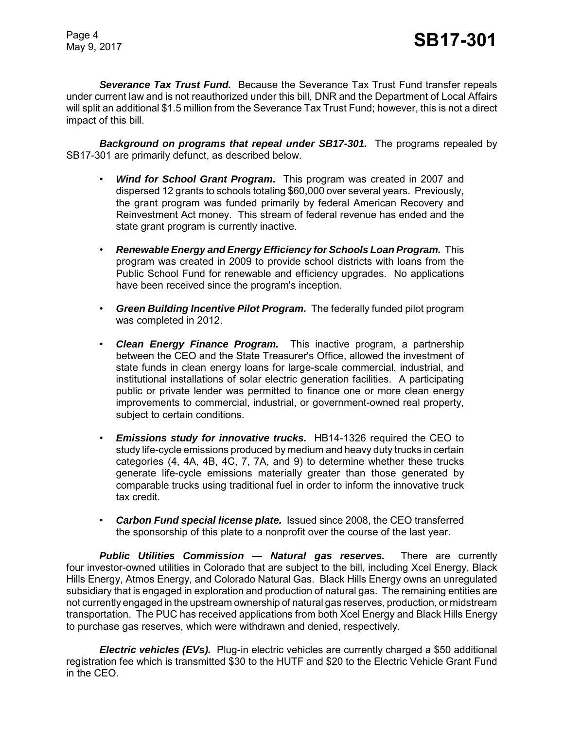***Severance Tax Trust Fund.*** Because the Severance Tax Trust Fund transfer repeals under current law and is not reauthorized under this bill, DNR and the Department of Local Affairs will split an additional $1.5 million from the Severance Tax Trust Fund; however, this is not a direct impact of this bill.

***Background on programs that repeal under SB17-301.*** The programs repealed by SB17-301 are primarily defunct, as described below.

- ***Wind for School Grant Program***. This program was created in 2007 and dispersed 12 grants to schools totaling $60,000 over several years. Previously, the grant program was funded primarily by federal American Recovery and Reinvestment Act money. This stream of federal revenue has ended and the state grant program is currently inactive.
- ***Renewable Energy and Energy Efficiency for Schools Loan Program.*** This program was created in 2009 to provide school districts with loans from the Public School Fund for renewable and efficiency upgrades. No applications have been received since the program's inception.
- ***Green Building Incentive Pilot Program.*** The federally funded pilot program was completed in 2012.
- ***Clean Energy Finance Program.*** This inactive program, a partnership between the CEO and the State Treasurer's Office, allowed the investment of state funds in clean energy loans for large-scale commercial, industrial, and institutional installations of solar electric generation facilities. A participating public or private lender was permitted to finance one or more clean energy improvements to commercial, industrial, or government-owned real property, subject to certain conditions.
- ***Emissions study for innovative trucks.*** HB14-1326 required the CEO to study life-cycle emissions produced by medium and heavy duty trucks in certain categories (4, 4A, 4B, 4C, 7, 7A, and 9) to determine whether these trucks generate life-cycle emissions materially greater than those generated by comparable trucks using traditional fuel in order to inform the innovative truck tax credit.
- ***Carbon Fund special license plate.*** Issued since 2008, the CEO transferred the sponsorship of this plate to a nonprofit over the course of the last year.

***Public Utilities Commission — Natural gas reserves.*** There are currently four investor-owned utilities in Colorado that are subject to the bill, including Xcel Energy, Black Hills Energy, Atmos Energy, and Colorado Natural Gas. Black Hills Energy owns an unregulated subsidiary that is engaged in exploration and production of natural gas. The remaining entities are not currently engaged in the upstream ownership of natural gas reserves, production, or midstream transportation. The PUC has received applications from both Xcel Energy and Black Hills Energy to purchase gas reserves, which were withdrawn and denied, respectively.

***Electric vehicles (EVs).*** Plug-in electric vehicles are currently charged a $50 additional registration fee which is transmitted $30 to the HUTF and $20 to the Electric Vehicle Grant Fund in the CEO.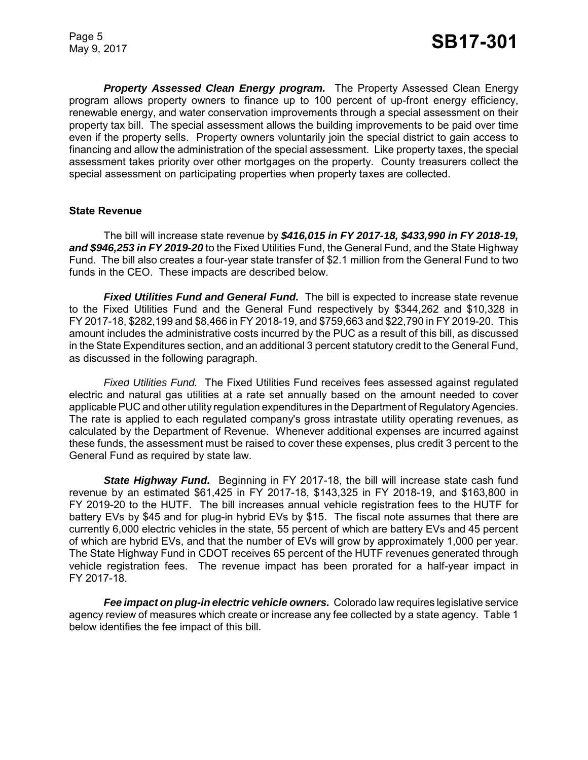***Property Assessed Clean Energy program.*** The Property Assessed Clean Energy program allows property owners to finance up to 100 percent of up-front energy efficiency, renewable energy, and water conservation improvements through a special assessment on their property tax bill. The special assessment allows the building improvements to be paid over time even if the property sells. Property owners voluntarily join the special district to gain access to financing and allow the administration of the special assessment. Like property taxes, the special assessment takes priority over other mortgages on the property. County treasurers collect the special assessment on participating properties when property taxes are collected.

**State Revenue**

The bill will increase state revenue by ***$416,015 in FY 2017-18, $433,990 in FY 2018-19, and $946,253 in FY 2019-20*** to the Fixed Utilities Fund, the General Fund, and the State Highway Fund. The bill also creates a four-year state transfer of $2.1 million from the General Fund to two funds in the CEO. These impacts are described below.

***Fixed Utilities Fund and General Fund.*** The bill is expected to increase state revenue to the Fixed Utilities Fund and the General Fund respectively by $344,262 and $10,328 in FY 2017-18, $282,199 and $8,466 in FY 2018-19, and $759,663 and $22,790 in FY 2019-20. This amount includes the administrative costs incurred by the PUC as a result of this bill, as discussed in the State Expenditures section, and an additional 3 percent statutory credit to the General Fund, as discussed in the following paragraph.

*Fixed Utilities Fund.* The Fixed Utilities Fund receives fees assessed against regulated electric and natural gas utilities at a rate set annually based on the amount needed to cover applicable PUC and other utility regulation expenditures in the Department of Regulatory Agencies. The rate is applied to each regulated company's gross intrastate utility operating revenues, as calculated by the Department of Revenue. Whenever additional expenses are incurred against these funds, the assessment must be raised to cover these expenses, plus credit 3 percent to the General Fund as required by state law.

***State Highway Fund.*** Beginning in FY 2017-18, the bill will increase state cash fund revenue by an estimated $61,425 in FY 2017-18, $143,325 in FY 2018-19, and $163,800 in FY 2019-20 to the HUTF. The bill increases annual vehicle registration fees to the HUTF for battery EVs by $45 and for plug-in hybrid EVs by $15. The fiscal note assumes that there are currently 6,000 electric vehicles in the state, 55 percent of which are battery EVs and 45 percent of which are hybrid EVs, and that the number of EVs will grow by approximately 1,000 per year. The State Highway Fund in CDOT receives 65 percent of the HUTF revenues generated through vehicle registration fees. The revenue impact has been prorated for a half-year impact in FY 2017-18.

***Fee impact on plug-in electric vehicle owners.*** Colorado law requires legislative service agency review of measures which create or increase any fee collected by a state agency. Table 1 below identifies the fee impact of this bill.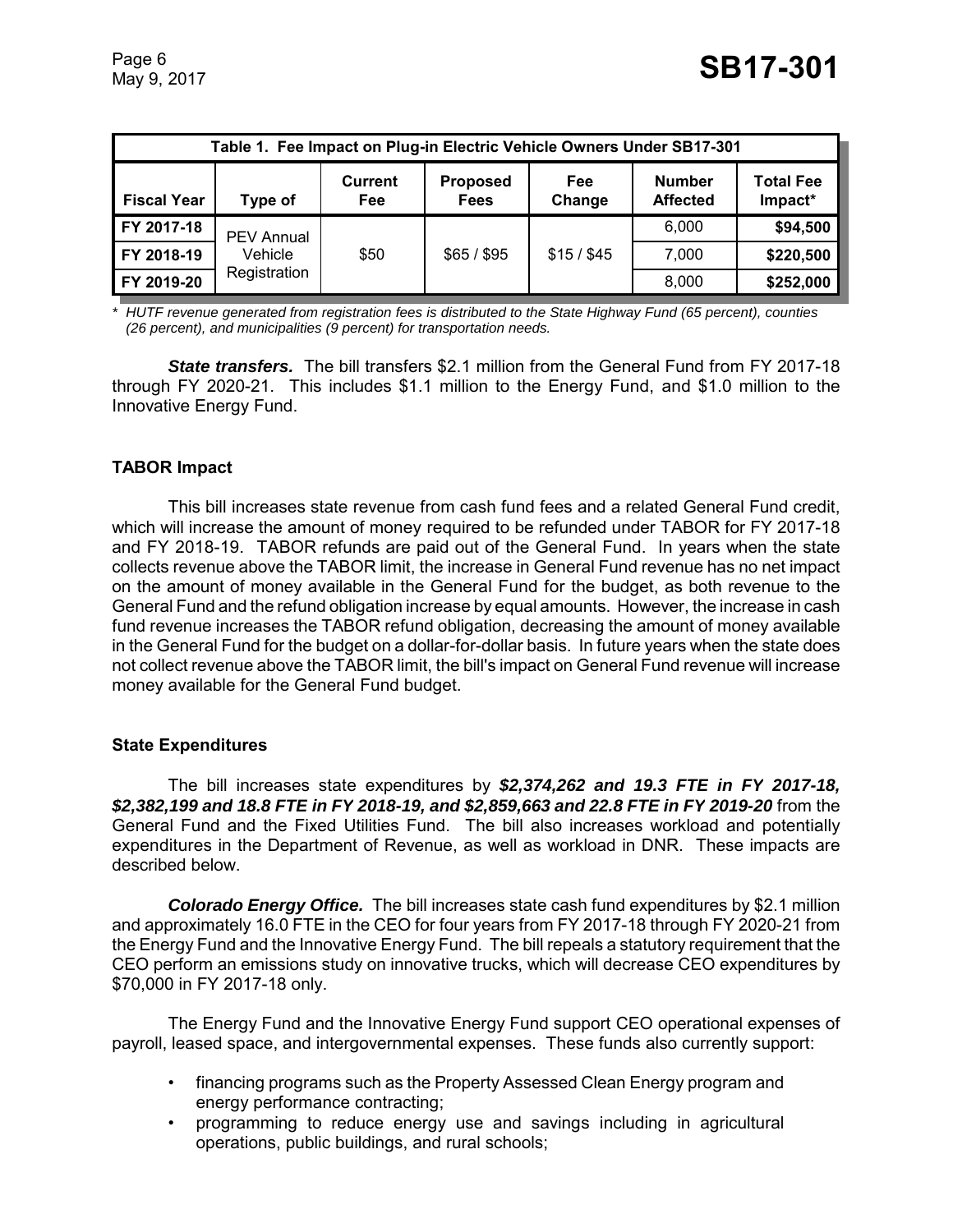| Table 1. Fee Impact on Plug-in Electric Vehicle Owners Under SB17-301 | | | | | | |
|---|---|---|---|---|---|---|
| **Fiscal Year** | **Type of** | **Current Fee** | **Proposed Fees** | **Fee Change** | **Number Affected** | **Total Fee Impact*** |
| **FY 2017-18** | PEV Annual Vehicle Registration | $50 | $65 / $95 | $15 / $45 | 6,000 | **$94,500** |
| **FY 2018-19** | | | | | 7,000 | **$220,500** |
| **FY 2019-20** | | | | | 8,000 | **$252,000** |

*\* HUTF revenue generated from registration fees is distributed to the State Highway Fund (65 percent), counties (26 percent), and municipalities (9 percent) for transportation needs.*

***State transfers.*** The bill transfers $2.1 million from the General Fund from FY 2017-18 through FY 2020-21. This includes $1.1 million to the Energy Fund, and $1.0 million to the Innovative Energy Fund.

### TABOR Impact

This bill increases state revenue from cash fund fees and a related General Fund credit, which will increase the amount of money required to be refunded under TABOR for FY 2017-18 and FY 2018-19. TABOR refunds are paid out of the General Fund. In years when the state collects revenue above the TABOR limit, the increase in General Fund revenue has no net impact on the amount of money available in the General Fund for the budget, as both revenue to the General Fund and the refund obligation increase by equal amounts. However, the increase in cash fund revenue increases the TABOR refund obligation, decreasing the amount of money available in the General Fund for the budget on a dollar-for-dollar basis. In future years when the state does not collect revenue above the TABOR limit, the bill's impact on General Fund revenue will increase money available for the General Fund budget.

### State Expenditures

The bill increases state expenditures by ***$2,374,262 and 19.3 FTE in FY 2017-18, $2,382,199 and 18.8 FTE in FY 2018-19, and $2,859,663 and 22.8 FTE in FY 2019-20*** from the General Fund and the Fixed Utilities Fund. The bill also increases workload and potentially expenditures in the Department of Revenue, as well as workload in DNR. These impacts are described below.

***Colorado Energy Office.*** The bill increases state cash fund expenditures by $2.1 million and approximately 16.0 FTE in the CEO for four years from FY 2017-18 through FY 2020-21 from the Energy Fund and the Innovative Energy Fund. The bill repeals a statutory requirement that the CEO perform an emissions study on innovative trucks, which will decrease CEO expenditures by $70,000 in FY 2017-18 only.

The Energy Fund and the Innovative Energy Fund support CEO operational expenses of payroll, leased space, and intergovernmental expenses. These funds also currently support:

- financing programs such as the Property Assessed Clean Energy program and energy performance contracting;
- programming to reduce energy use and savings including in agricultural operations, public buildings, and rural schools;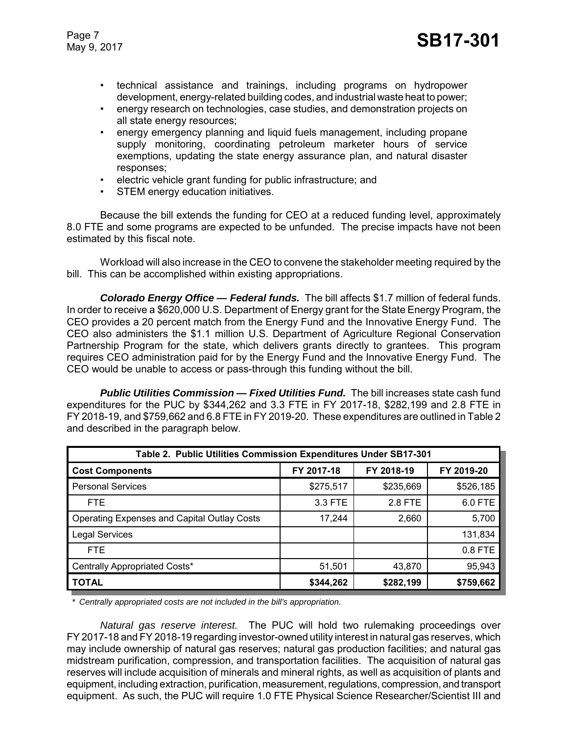- technical assistance and trainings, including programs on hydropower development, energy-related building codes, and industrial waste heat to power;
- energy research on technologies, case studies, and demonstration projects on all state energy resources;
- energy emergency planning and liquid fuels management, including propane supply monitoring, coordinating petroleum marketer hours of service exemptions, updating the state energy assurance plan, and natural disaster responses;
- electric vehicle grant funding for public infrastructure; and
- STEM energy education initiatives.

Because the bill extends the funding for CEO at a reduced funding level, approximately 8.0 FTE and some programs are expected to be unfunded. The precise impacts have not been estimated by this fiscal note.

Workload will also increase in the CEO to convene the stakeholder meeting required by the bill. This can be accomplished within existing appropriations.

***Colorado Energy Office — Federal funds.*** The bill affects $1.7 million of federal funds. In order to receive a $620,000 U.S. Department of Energy grant for the State Energy Program, the CEO provides a 20 percent match from the Energy Fund and the Innovative Energy Fund. The CEO also administers the $1.1 million U.S. Department of Agriculture Regional Conservation Partnership Program for the state, which delivers grants directly to grantees. This program requires CEO administration paid for by the Energy Fund and the Innovative Energy Fund. The CEO would be unable to access or pass-through this funding without the bill.

***Public Utilities Commission — Fixed Utilities Fund.*** The bill increases state cash fund expenditures for the PUC by $344,262 and 3.3 FTE in FY 2017-18, $282,199 and 2.8 FTE in FY 2018-19, and $759,662 and 6.8 FTE in FY 2019-20. These expenditures are outlined in Table 2 and described in the paragraph below.

| Table 2. Public Utilities Commission Expenditures Under SB17-301 | | | |
|---|---|---|---|
| **Cost Components** | **FY 2017-18** | **FY 2018-19** | **FY 2019-20** |
| Personal Services | $275,517 | $235,669 | $526,185 |
| FTE | 3.3 FTE | 2.8 FTE | 6.0 FTE |
| Operating Expenses and Capital Outlay Costs | 17,244 | 2,660 | 5,700 |
| Legal Services | | | 131,834 |
| FTE | | | 0.8 FTE |
| Centrally Appropriated Costs* | 51,501 | 43,870 | 95,943 |
| **TOTAL** | **$344,262** | **$282,199** | **$759,662** |

*\* Centrally appropriated costs are not included in the bill's appropriation.*

*Natural gas reserve interest.* The PUC will hold two rulemaking proceedings over FY 2017-18 and FY 2018-19 regarding investor-owned utility interest in natural gas reserves, which may include ownership of natural gas reserves; natural gas production facilities; and natural gas midstream purification, compression, and transportation facilities. The acquisition of natural gas reserves will include acquisition of minerals and mineral rights, as well as acquisition of plants and equipment, including extraction, purification, measurement, regulations, compression, and transport equipment. As such, the PUC will require 1.0 FTE Physical Science Researcher/Scientist III and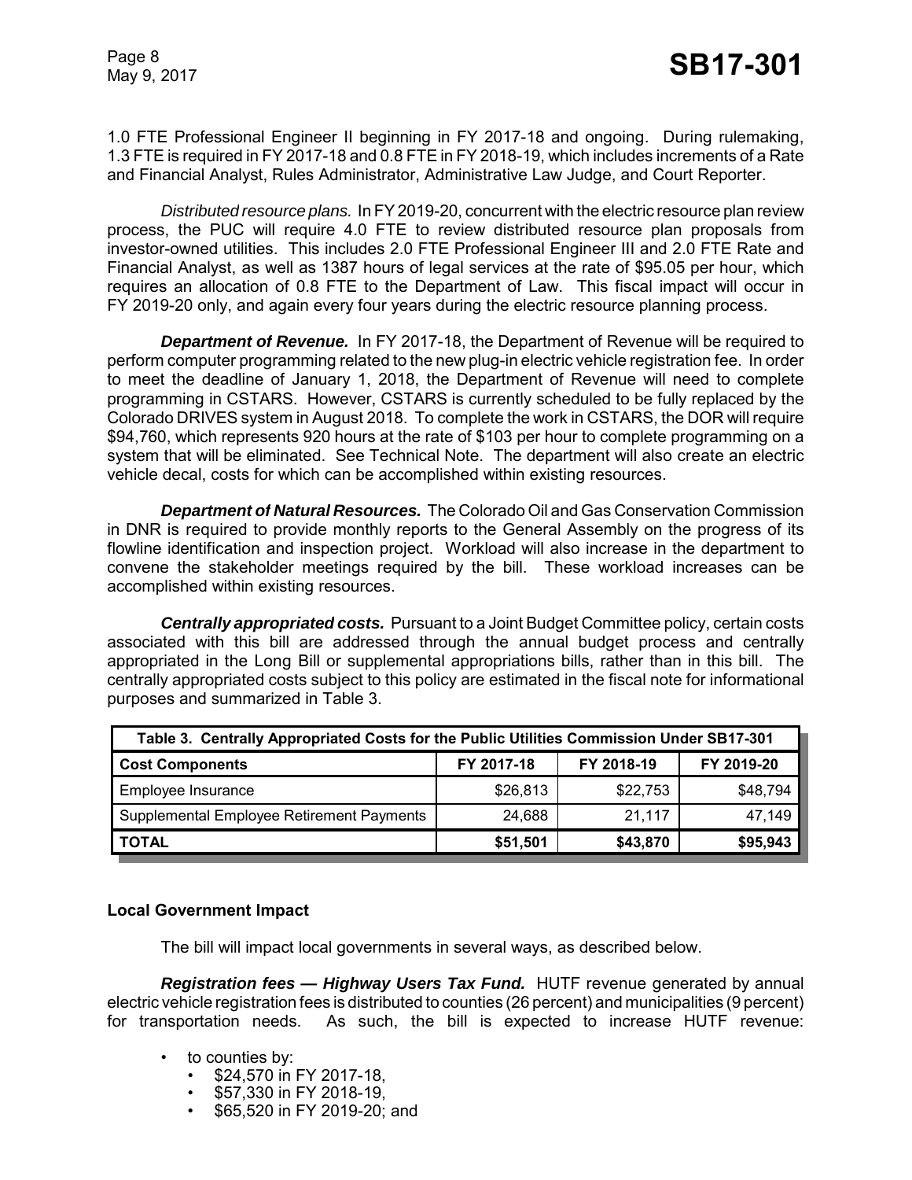1.0 FTE Professional Engineer II beginning in FY 2017-18 and ongoing. During rulemaking, 1.3 FTE is required in FY 2017-18 and 0.8 FTE in FY 2018-19, which includes increments of a Rate and Financial Analyst, Rules Administrator, Administrative Law Judge, and Court Reporter.

*Distributed resource plans.* In FY 2019-20, concurrent with the electric resource plan review process, the PUC will require 4.0 FTE to review distributed resource plan proposals from investor-owned utilities. This includes 2.0 FTE Professional Engineer III and 2.0 FTE Rate and Financial Analyst, as well as 1387 hours of legal services at the rate of $95.05 per hour, which requires an allocation of 0.8 FTE to the Department of Law. This fiscal impact will occur in FY 2019-20 only, and again every four years during the electric resource planning process.

***Department of Revenue.*** In FY 2017-18, the Department of Revenue will be required to perform computer programming related to the new plug-in electric vehicle registration fee. In order to meet the deadline of January 1, 2018, the Department of Revenue will need to complete programming in CSTARS. However, CSTARS is currently scheduled to be fully replaced by the Colorado DRIVES system in August 2018. To complete the work in CSTARS, the DOR will require $94,760, which represents 920 hours at the rate of $103 per hour to complete programming on a system that will be eliminated. See Technical Note. The department will also create an electric vehicle decal, costs for which can be accomplished within existing resources.

***Department of Natural Resources.*** The Colorado Oil and Gas Conservation Commission in DNR is required to provide monthly reports to the General Assembly on the progress of its flowline identification and inspection project. Workload will also increase in the department to convene the stakeholder meetings required by the bill. These workload increases can be accomplished within existing resources.

***Centrally appropriated costs.*** Pursuant to a Joint Budget Committee policy, certain costs associated with this bill are addressed through the annual budget process and centrally appropriated in the Long Bill or supplemental appropriations bills, rather than in this bill. The centrally appropriated costs subject to this policy are estimated in the fiscal note for informational purposes and summarized in Table 3.

**Table 3. Centrally Appropriated Costs for the Public Utilities Commission Under SB17-301**

| Cost Components | FY 2017-18 | FY 2018-19 | FY 2019-20 |
|---|---|---|---|
| Employee Insurance | $26,813 | $22,753 | $48,794 |
| Supplemental Employee Retirement Payments | 24,688 | 21,117 | 47,149 |
| **TOTAL** | **$51,501** | **$43,870** | **$95,943** |

**Local Government Impact**

The bill will impact local governments in several ways, as described below.

***Registration fees — Highway Users Tax Fund.*** HUTF revenue generated by annual electric vehicle registration fees is distributed to counties (26 percent) and municipalities (9 percent) for transportation needs. As such, the bill is expected to increase HUTF revenue:

- to counties by:
  - $24,570 in FY 2017-18,
  - $57,330 in FY 2018-19,
  - $65,520 in FY 2019-20; and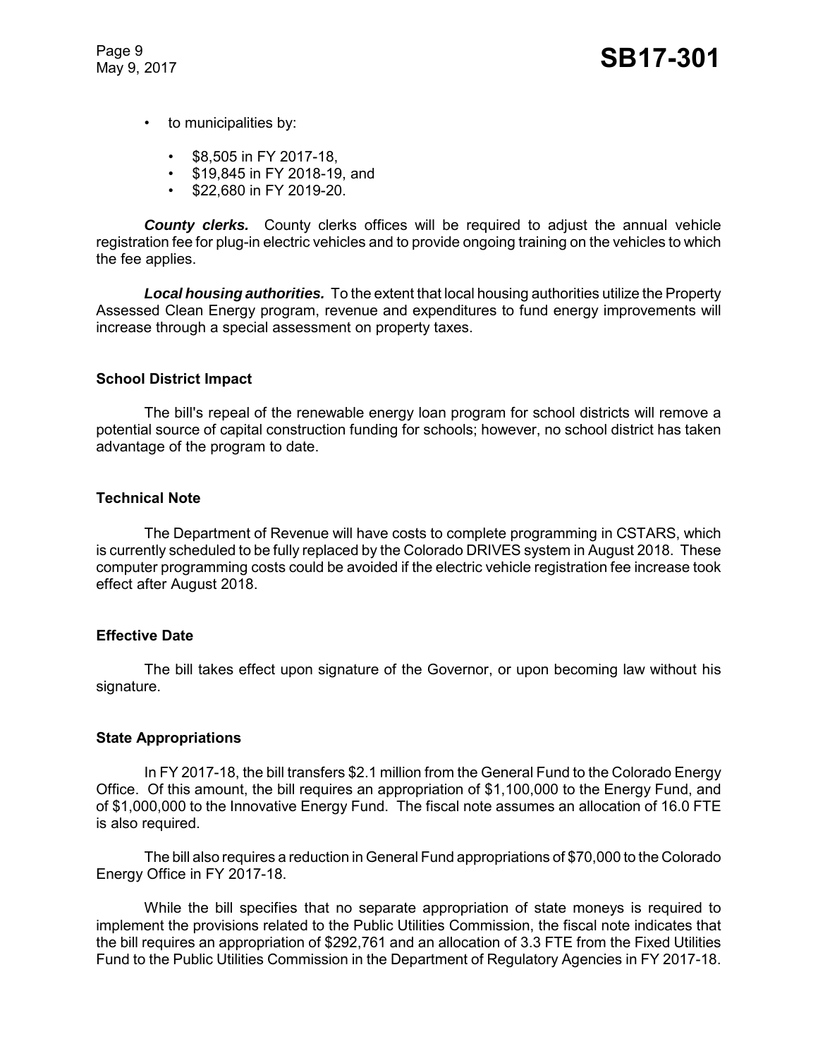- to municipalities by:
  - $8,505 in FY 2017-18,
  - $19,845 in FY 2018-19, and
  - $22,680 in FY 2019-20.

***County clerks.*** County clerks offices will be required to adjust the annual vehicle registration fee for plug-in electric vehicles and to provide ongoing training on the vehicles to which the fee applies.

***Local housing authorities.*** To the extent that local housing authorities utilize the Property Assessed Clean Energy program, revenue and expenditures to fund energy improvements will increase through a special assessment on property taxes.

### School District Impact

The bill's repeal of the renewable energy loan program for school districts will remove a potential source of capital construction funding for schools; however, no school district has taken advantage of the program to date.

### Technical Note

The Department of Revenue will have costs to complete programming in CSTARS, which is currently scheduled to be fully replaced by the Colorado DRIVES system in August 2018. These computer programming costs could be avoided if the electric vehicle registration fee increase took effect after August 2018.

### Effective Date

The bill takes effect upon signature of the Governor, or upon becoming law without his signature.

### State Appropriations

In FY 2017-18, the bill transfers $2.1 million from the General Fund to the Colorado Energy Office. Of this amount, the bill requires an appropriation of $1,100,000 to the Energy Fund, and of $1,000,000 to the Innovative Energy Fund. The fiscal note assumes an allocation of 16.0 FTE is also required.

The bill also requires a reduction in General Fund appropriations of $70,000 to the Colorado Energy Office in FY 2017-18.

While the bill specifies that no separate appropriation of state moneys is required to implement the provisions related to the Public Utilities Commission, the fiscal note indicates that the bill requires an appropriation of $292,761 and an allocation of 3.3 FTE from the Fixed Utilities Fund to the Public Utilities Commission in the Department of Regulatory Agencies in FY 2017-18.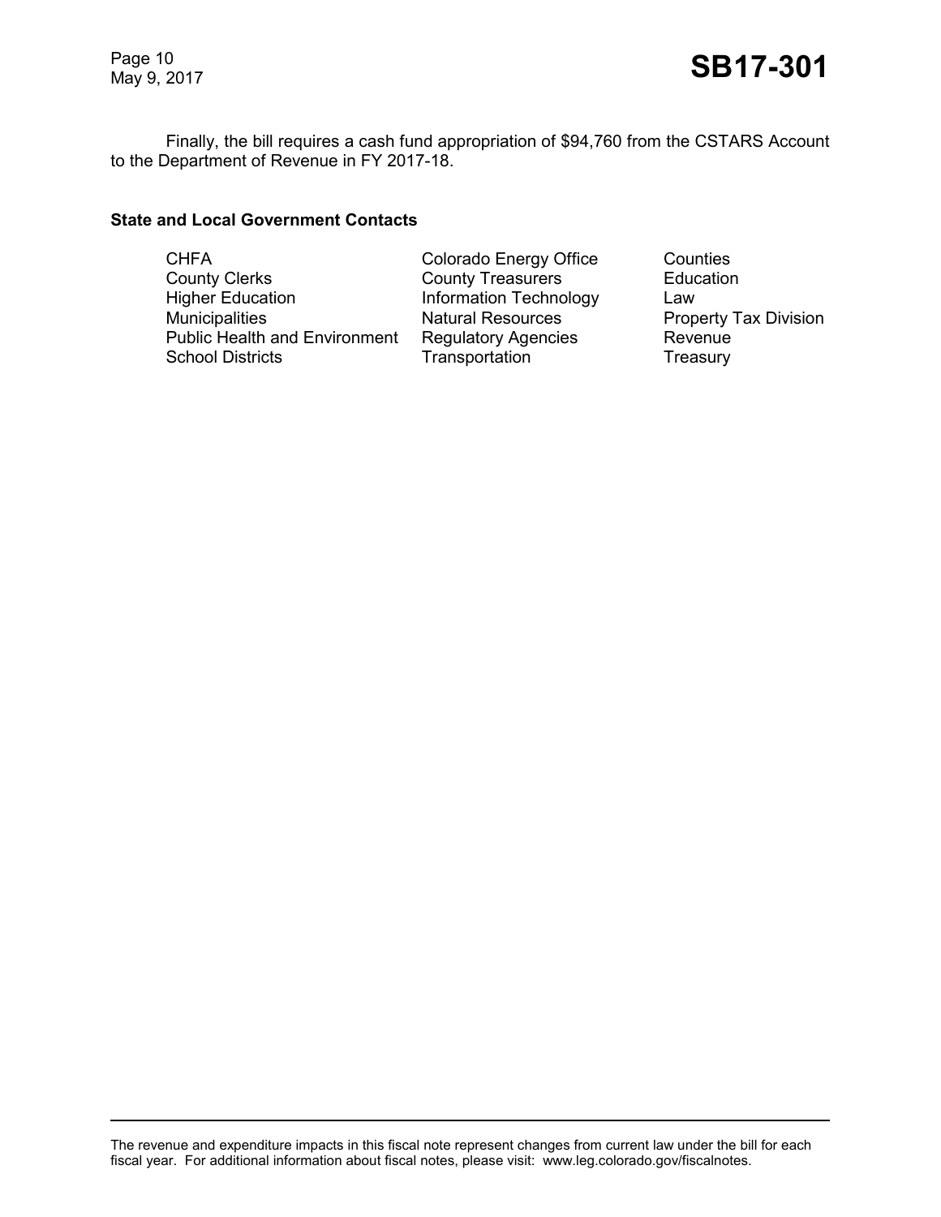Finally, the bill requires a cash fund appropriation of $94,760 from the CSTARS Account to the Department of Revenue in FY 2017-18.

**State and Local Government Contacts**

| | | |
|---|---|---|
| CHFA | Colorado Energy Office | Counties |
| County Clerks | County Treasurers | Education |
| Higher Education | Information Technology | Law |
| Municipalities | Natural Resources | Property Tax Division |
| Public Health and Environment | Regulatory Agencies | Revenue |
| School Districts | Transportation | Treasury |

The revenue and expenditure impacts in this fiscal note represent changes from current law under the bill for each fiscal year. For additional information about fiscal notes, please visit: www.leg.colorado.gov/fiscalnotes.